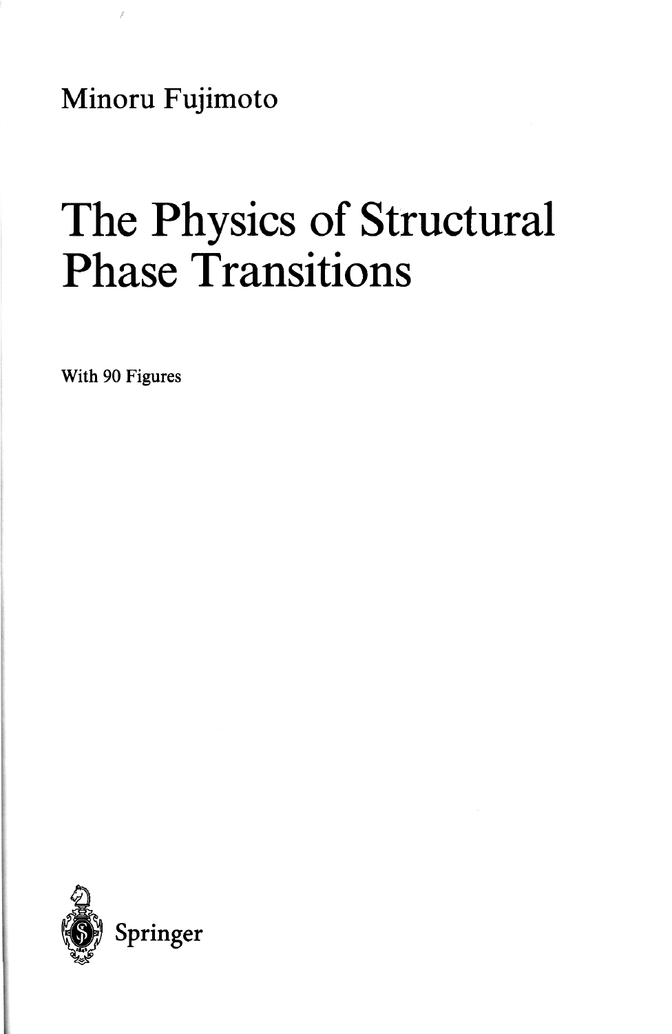Minoru Fujimoto

# The Physics of Structural Phase Transitions

With 90 Figures

Springer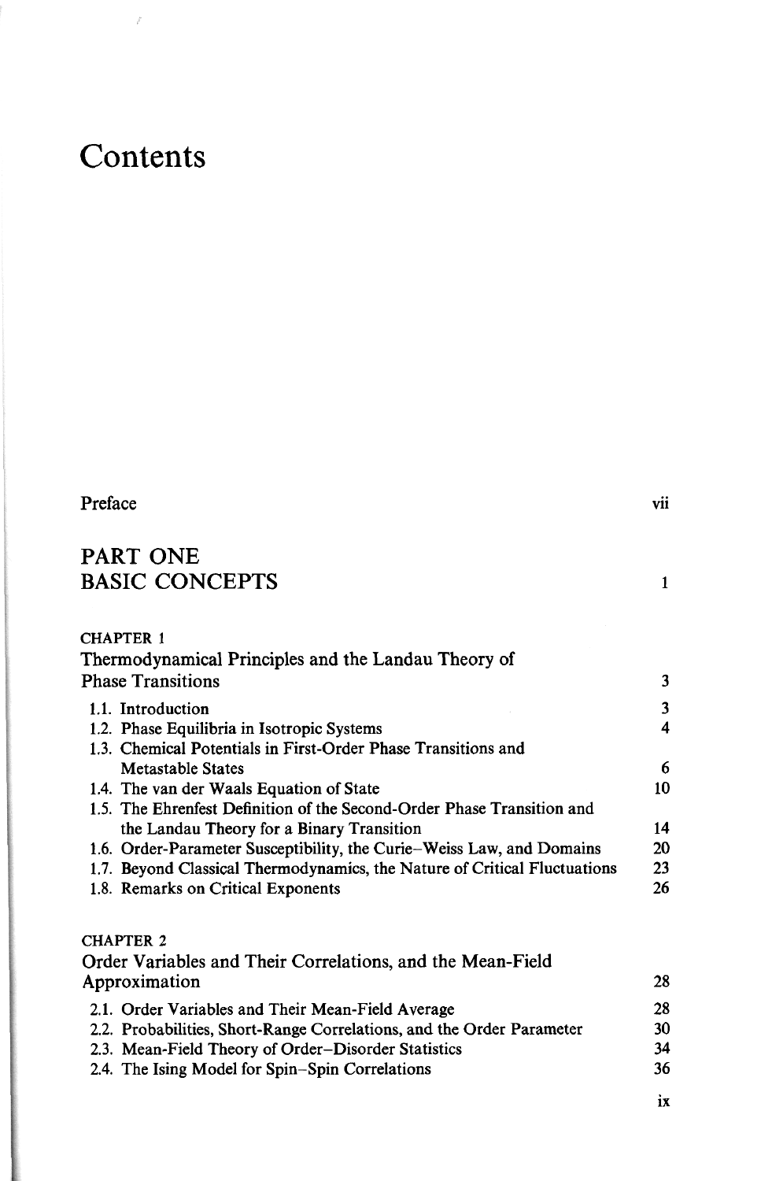# Contents

| | |
|---|---|
| Preface | vii |
| **PART ONE** **BASIC CONCEPTS** | 1 |
| CHAPTER 1 Thermodynamical Principles and the Landau Theory of Phase Transitions | 3 |
| 1.1. Introduction | 3 |
| 1.2. Phase Equilibria in Isotropic Systems | 4 |
| 1.3. Chemical Potentials in First-Order Phase Transitions and Metastable States | 6 |
| 1.4. The van der Waals Equation of State | 10 |
| 1.5. The Ehrenfest Definition of the Second-Order Phase Transition and the Landau Theory for a Binary Transition | 14 |
| 1.6. Order-Parameter Susceptibility, the Curie–Weiss Law, and Domains | 20 |
| 1.7. Beyond Classical Thermodynamics, the Nature of Critical Fluctuations | 23 |
| 1.8. Remarks on Critical Exponents | 26 |
| CHAPTER 2 Order Variables and Their Correlations, and the Mean-Field Approximation | 28 |
| 2.1. Order Variables and Their Mean-Field Average | 28 |
| 2.2. Probabilities, Short-Range Correlations, and the Order Parameter | 30 |
| 2.3. Mean-Field Theory of Order–Disorder Statistics | 34 |
| 2.4. The Ising Model for Spin–Spin Correlations | 36 |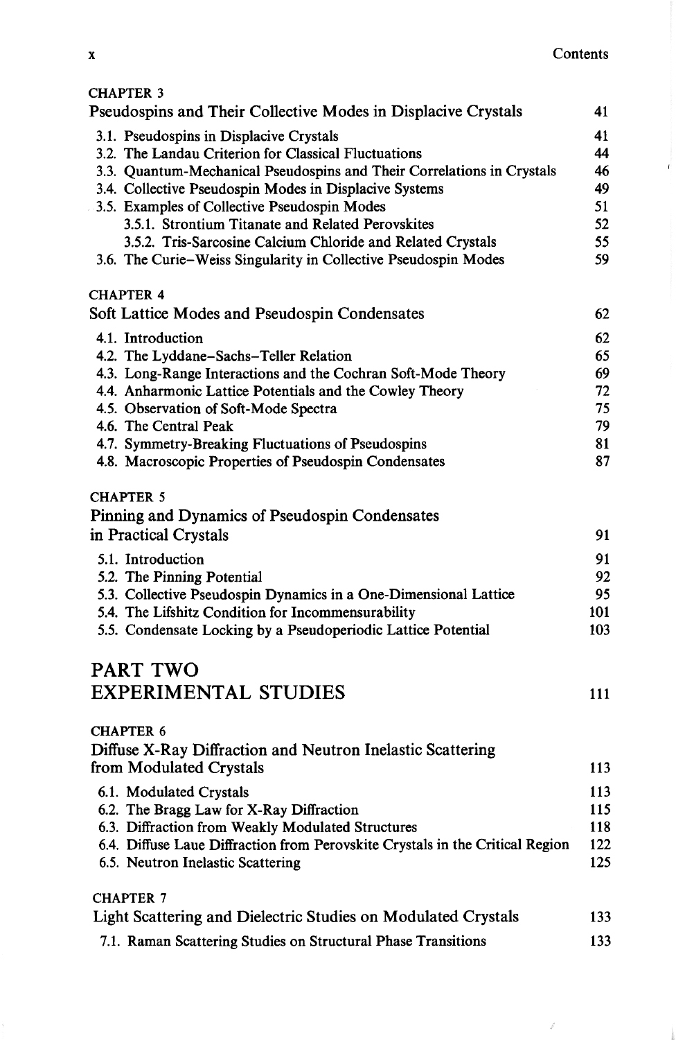CHAPTER 3

## Pseudospins and Their Collective Modes in Displacive Crystals 41

- 3.1. Pseudospins in Displacive Crystals 41
- 3.2. The Landau Criterion for Classical Fluctuations 44
- 3.3. Quantum-Mechanical Pseudospins and Their Correlations in Crystals 46
- 3.4. Collective Pseudospin Modes in Displacive Systems 49
- 3.5. Examples of Collective Pseudospin Modes 51
  - 3.5.1. Strontium Titanate and Related Perovskites 52
  - 3.5.2. Tris-Sarcosine Calcium Chloride and Related Crystals 55
- 3.6. The Curie–Weiss Singularity in Collective Pseudospin Modes 59

CHAPTER 4

## Soft Lattice Modes and Pseudospin Condensates 62

- 4.1. Introduction 62
- 4.2. The Lyddane–Sachs–Teller Relation 65
- 4.3. Long-Range Interactions and the Cochran Soft-Mode Theory 69
- 4.4. Anharmonic Lattice Potentials and the Cowley Theory 72
- 4.5. Observation of Soft-Mode Spectra 75
- 4.6. The Central Peak 79
- 4.7. Symmetry-Breaking Fluctuations of Pseudospins 81
- 4.8. Macroscopic Properties of Pseudospin Condensates 87

CHAPTER 5

## Pinning and Dynamics of Pseudospin Condensates in Practical Crystals 91

- 5.1. Introduction 91
- 5.2. The Pinning Potential 92
- 5.3. Collective Pseudospin Dynamics in a One-Dimensional Lattice 95
- 5.4. The Lifshitz Condition for Incommensurability 101
- 5.5. Condensate Locking by a Pseudoperiodic Lattice Potential 103

# PART TWO EXPERIMENTAL STUDIES 111

CHAPTER 6

## Diffuse X-Ray Diffraction and Neutron Inelastic Scattering from Modulated Crystals 113

- 6.1. Modulated Crystals 113
- 6.2. The Bragg Law for X-Ray Diffraction 115
- 6.3. Diffraction from Weakly Modulated Structures 118
- 6.4. Diffuse Laue Diffraction from Perovskite Crystals in the Critical Region 122
- 6.5. Neutron Inelastic Scattering 125

CHAPTER 7

## Light Scattering and Dielectric Studies on Modulated Crystals 133

- 7.1. Raman Scattering Studies on Structural Phase Transitions 133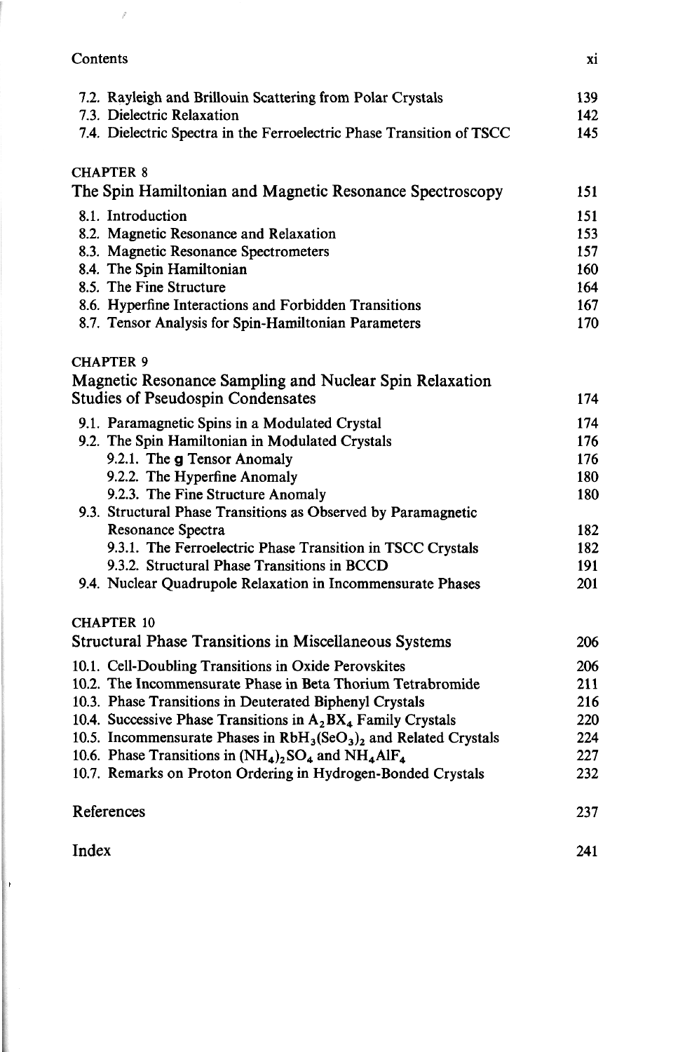7.2. Rayleigh and Brillouin Scattering from Polar Crystals 139
7.3. Dielectric Relaxation 142
7.4. Dielectric Spectra in the Ferroelectric Phase Transition of TSCC 145

CHAPTER 8
## The Spin Hamiltonian and Magnetic Resonance Spectroscopy 151

8.1. Introduction 151
8.2. Magnetic Resonance and Relaxation 153
8.3. Magnetic Resonance Spectrometers 157
8.4. The Spin Hamiltonian 160
8.5. The Fine Structure 164
8.6. Hyperfine Interactions and Forbidden Transitions 167
8.7. Tensor Analysis for Spin-Hamiltonian Parameters 170

CHAPTER 9
## Magnetic Resonance Sampling and Nuclear Spin Relaxation Studies of Pseudospin Condensates 174

9.1. Paramagnetic Spins in a Modulated Crystal 174
9.2. The Spin Hamiltonian in Modulated Crystals 176
  9.2.1. The **g** Tensor Anomaly 176
  9.2.2. The Hyperfine Anomaly 180
  9.2.3. The Fine Structure Anomaly 180
9.3. Structural Phase Transitions as Observed by Paramagnetic Resonance Spectra 182
  9.3.1. The Ferroelectric Phase Transition in TSCC Crystals 182
  9.3.2. Structural Phase Transitions in BCCD 191
9.4. Nuclear Quadrupole Relaxation in Incommensurate Phases 201

CHAPTER 10
## Structural Phase Transitions in Miscellaneous Systems 206

10.1. Cell-Doubling Transitions in Oxide Perovskites 206
10.2. The Incommensurate Phase in Beta Thorium Tetrabromide 211
10.3. Phase Transitions in Deuterated Biphenyl Crystals 216
10.4. Successive Phase Transitions in $A_2BX_4$ Family Crystals 220
10.5. Incommensurate Phases in $RbH_3(SeO_3)_2$ and Related Crystals 224
10.6. Phase Transitions in $(NH_4)_2SO_4$ and $NH_4AlF_4$ 227
10.7. Remarks on Proton Ordering in Hydrogen-Bonded Crystals 232

## References 237

## Index 241